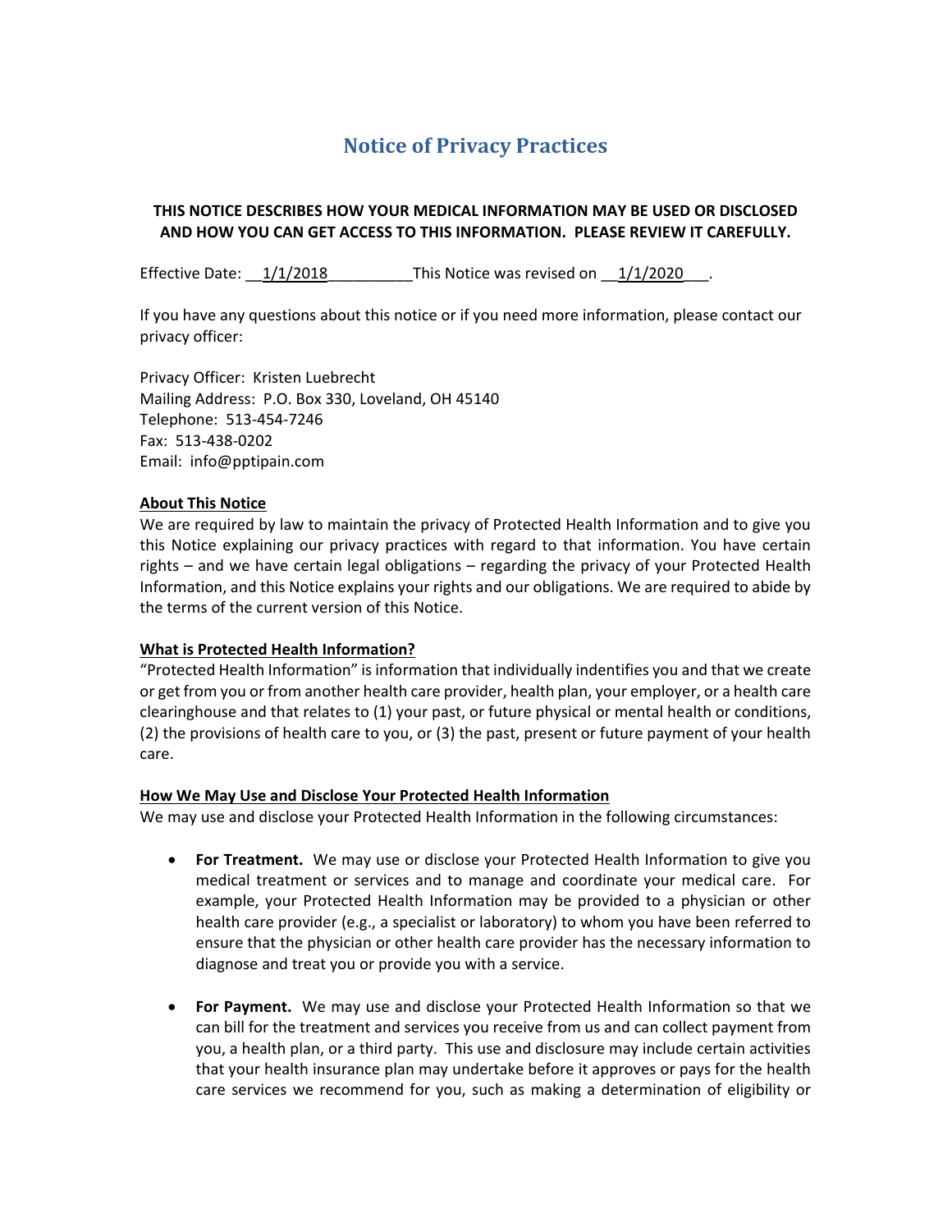# Notice of Privacy Practices

**THIS NOTICE DESCRIBES HOW YOUR MEDICAL INFORMATION MAY BE USED OR DISCLOSED AND HOW YOU CAN GET ACCESS TO THIS INFORMATION. PLEASE REVIEW IT CAREFULLY.**

Effective Date: __1/1/2018__________This Notice was revised on __1/1/2020___.

If you have any questions about this notice or if you need more information, please contact our privacy officer:

Privacy Officer: Kristen Luebrecht
Mailing Address: P.O. Box 330, Loveland, OH 45140
Telephone: 513-454-7246
Fax: 513-438-0202
Email: info@pptipain.com

**About This Notice**

We are required by law to maintain the privacy of Protected Health Information and to give you this Notice explaining our privacy practices with regard to that information. You have certain rights – and we have certain legal obligations – regarding the privacy of your Protected Health Information, and this Notice explains your rights and our obligations. We are required to abide by the terms of the current version of this Notice.

**What is Protected Health Information?**

"Protected Health Information" is information that individually indentifies you and that we create or get from you or from another health care provider, health plan, your employer, or a health care clearinghouse and that relates to (1) your past, or future physical or mental health or conditions, (2) the provisions of health care to you, or (3) the past, present or future payment of your health care.

**How We May Use and Disclose Your Protected Health Information**

We may use and disclose your Protected Health Information in the following circumstances:

- **For Treatment.** We may use or disclose your Protected Health Information to give you medical treatment or services and to manage and coordinate your medical care. For example, your Protected Health Information may be provided to a physician or other health care provider (e.g., a specialist or laboratory) to whom you have been referred to ensure that the physician or other health care provider has the necessary information to diagnose and treat you or provide you with a service.

- **For Payment.** We may use and disclose your Protected Health Information so that we can bill for the treatment and services you receive from us and can collect payment from you, a health plan, or a third party. This use and disclosure may include certain activities that your health insurance plan may undertake before it approves or pays for the health care services we recommend for you, such as making a determination of eligibility or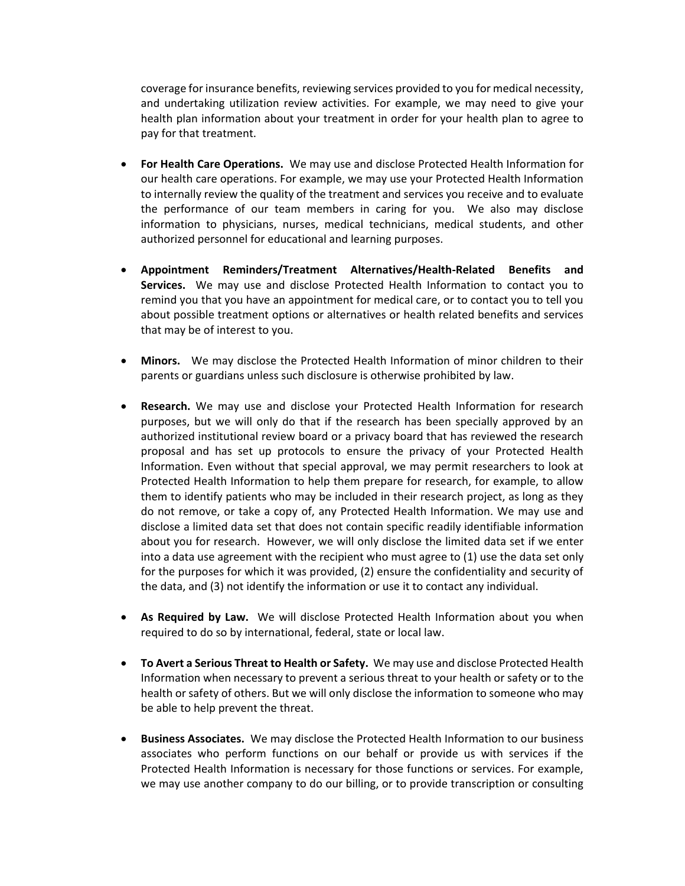coverage for insurance benefits, reviewing services provided to you for medical necessity, and undertaking utilization review activities. For example, we may need to give your health plan information about your treatment in order for your health plan to agree to pay for that treatment.

- **For Health Care Operations.** We may use and disclose Protected Health Information for our health care operations. For example, we may use your Protected Health Information to internally review the quality of the treatment and services you receive and to evaluate the performance of our team members in caring for you. We also may disclose information to physicians, nurses, medical technicians, medical students, and other authorized personnel for educational and learning purposes.

- **Appointment Reminders/Treatment Alternatives/Health-Related Benefits and Services.** We may use and disclose Protected Health Information to contact you to remind you that you have an appointment for medical care, or to contact you to tell you about possible treatment options or alternatives or health related benefits and services that may be of interest to you.

- **Minors.** We may disclose the Protected Health Information of minor children to their parents or guardians unless such disclosure is otherwise prohibited by law.

- **Research.** We may use and disclose your Protected Health Information for research purposes, but we will only do that if the research has been specially approved by an authorized institutional review board or a privacy board that has reviewed the research proposal and has set up protocols to ensure the privacy of your Protected Health Information. Even without that special approval, we may permit researchers to look at Protected Health Information to help them prepare for research, for example, to allow them to identify patients who may be included in their research project, as long as they do not remove, or take a copy of, any Protected Health Information. We may use and disclose a limited data set that does not contain specific readily identifiable information about you for research. However, we will only disclose the limited data set if we enter into a data use agreement with the recipient who must agree to (1) use the data set only for the purposes for which it was provided, (2) ensure the confidentiality and security of the data, and (3) not identify the information or use it to contact any individual.

- **As Required by Law.** We will disclose Protected Health Information about you when required to do so by international, federal, state or local law.

- **To Avert a Serious Threat to Health or Safety.** We may use and disclose Protected Health Information when necessary to prevent a serious threat to your health or safety or to the health or safety of others. But we will only disclose the information to someone who may be able to help prevent the threat.

- **Business Associates.** We may disclose the Protected Health Information to our business associates who perform functions on our behalf or provide us with services if the Protected Health Information is necessary for those functions or services. For example, we may use another company to do our billing, or to provide transcription or consulting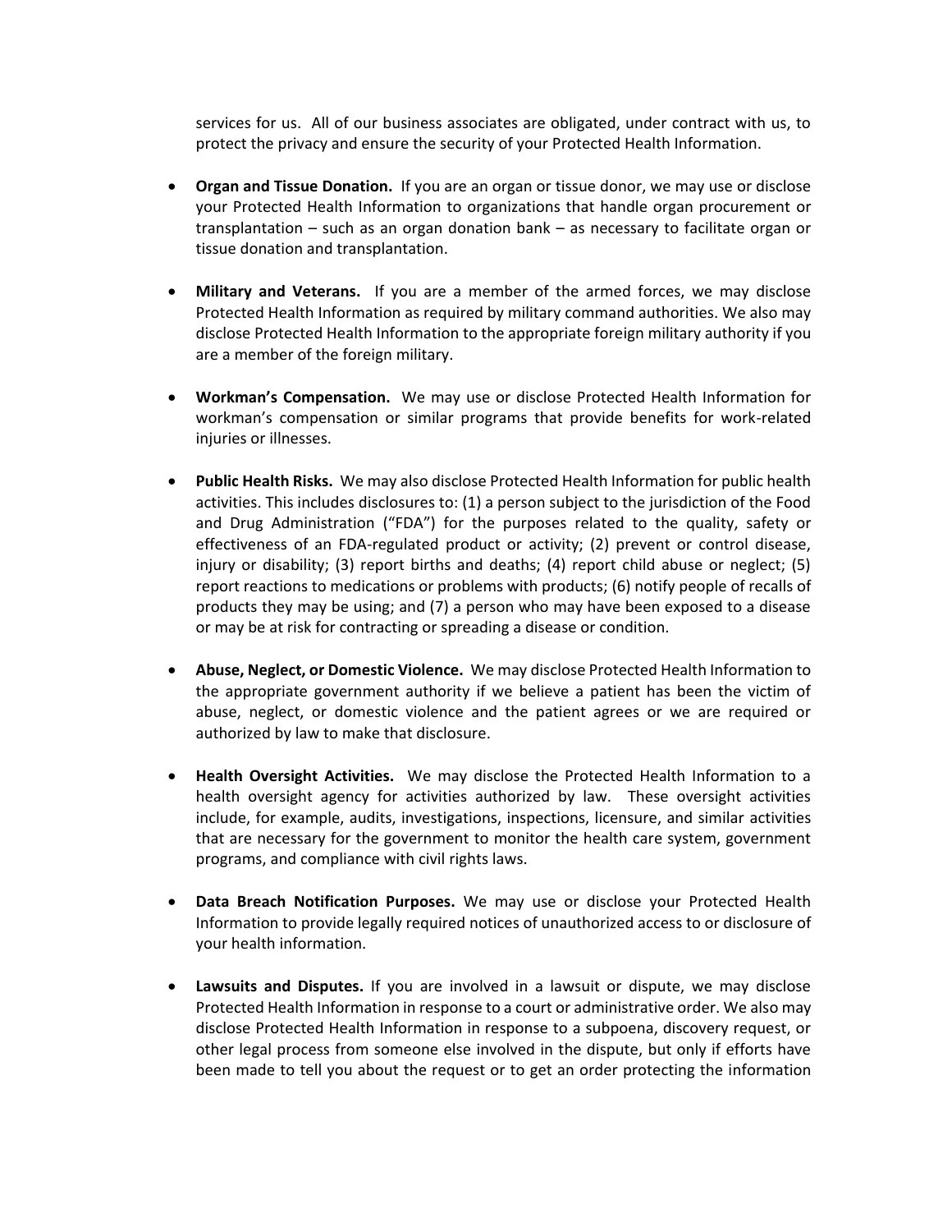services for us. All of our business associates are obligated, under contract with us, to protect the privacy and ensure the security of your Protected Health Information.

- **Organ and Tissue Donation.** If you are an organ or tissue donor, we may use or disclose your Protected Health Information to organizations that handle organ procurement or transplantation – such as an organ donation bank – as necessary to facilitate organ or tissue donation and transplantation.

- **Military and Veterans.** If you are a member of the armed forces, we may disclose Protected Health Information as required by military command authorities. We also may disclose Protected Health Information to the appropriate foreign military authority if you are a member of the foreign military.

- **Workman's Compensation.** We may use or disclose Protected Health Information for workman's compensation or similar programs that provide benefits for work-related injuries or illnesses.

- **Public Health Risks.** We may also disclose Protected Health Information for public health activities. This includes disclosures to: (1) a person subject to the jurisdiction of the Food and Drug Administration ("FDA") for the purposes related to the quality, safety or effectiveness of an FDA-regulated product or activity; (2) prevent or control disease, injury or disability; (3) report births and deaths; (4) report child abuse or neglect; (5) report reactions to medications or problems with products; (6) notify people of recalls of products they may be using; and (7) a person who may have been exposed to a disease or may be at risk for contracting or spreading a disease or condition.

- **Abuse, Neglect, or Domestic Violence.** We may disclose Protected Health Information to the appropriate government authority if we believe a patient has been the victim of abuse, neglect, or domestic violence and the patient agrees or we are required or authorized by law to make that disclosure.

- **Health Oversight Activities.** We may disclose the Protected Health Information to a health oversight agency for activities authorized by law. These oversight activities include, for example, audits, investigations, inspections, licensure, and similar activities that are necessary for the government to monitor the health care system, government programs, and compliance with civil rights laws.

- **Data Breach Notification Purposes.** We may use or disclose your Protected Health Information to provide legally required notices of unauthorized access to or disclosure of your health information.

- **Lawsuits and Disputes.** If you are involved in a lawsuit or dispute, we may disclose Protected Health Information in response to a court or administrative order. We also may disclose Protected Health Information in response to a subpoena, discovery request, or other legal process from someone else involved in the dispute, but only if efforts have been made to tell you about the request or to get an order protecting the information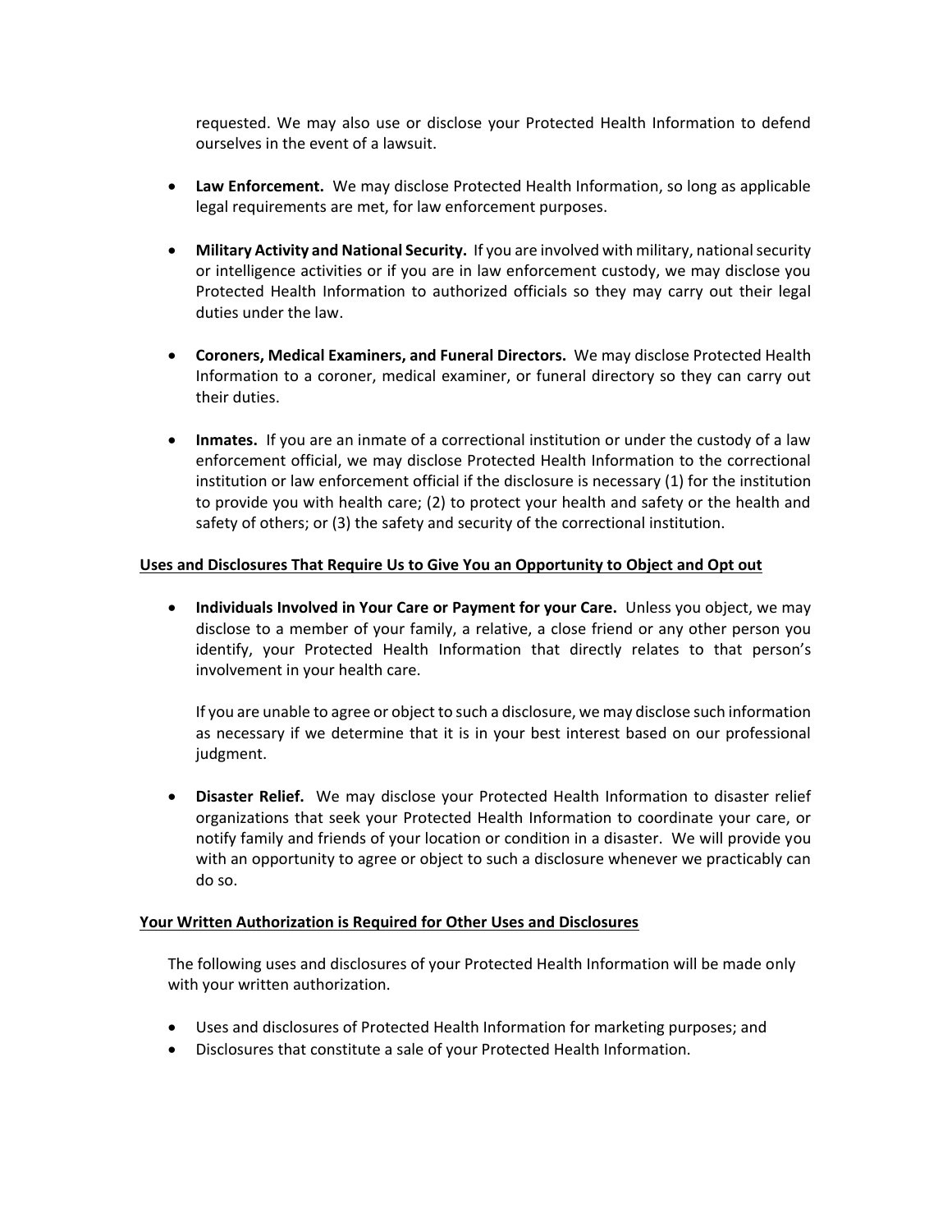requested. We may also use or disclose your Protected Health Information to defend ourselves in the event of a lawsuit.

- **Law Enforcement.** We may disclose Protected Health Information, so long as applicable legal requirements are met, for law enforcement purposes.

- **Military Activity and National Security.** If you are involved with military, national security or intelligence activities or if you are in law enforcement custody, we may disclose you Protected Health Information to authorized officials so they may carry out their legal duties under the law.

- **Coroners, Medical Examiners, and Funeral Directors.** We may disclose Protected Health Information to a coroner, medical examiner, or funeral directory so they can carry out their duties.

- **Inmates.** If you are an inmate of a correctional institution or under the custody of a law enforcement official, we may disclose Protected Health Information to the correctional institution or law enforcement official if the disclosure is necessary (1) for the institution to provide you with health care; (2) to protect your health and safety or the health and safety of others; or (3) the safety and security of the correctional institution.

**Uses and Disclosures That Require Us to Give You an Opportunity to Object and Opt out**

- **Individuals Involved in Your Care or Payment for your Care.** Unless you object, we may disclose to a member of your family, a relative, a close friend or any other person you identify, your Protected Health Information that directly relates to that person's involvement in your health care.

  If you are unable to agree or object to such a disclosure, we may disclose such information as necessary if we determine that it is in your best interest based on our professional judgment.

- **Disaster Relief.** We may disclose your Protected Health Information to disaster relief organizations that seek your Protected Health Information to coordinate your care, or notify family and friends of your location or condition in a disaster. We will provide you with an opportunity to agree or object to such a disclosure whenever we practicably can do so.

**Your Written Authorization is Required for Other Uses and Disclosures**

The following uses and disclosures of your Protected Health Information will be made only with your written authorization.

- Uses and disclosures of Protected Health Information for marketing purposes; and
- Disclosures that constitute a sale of your Protected Health Information.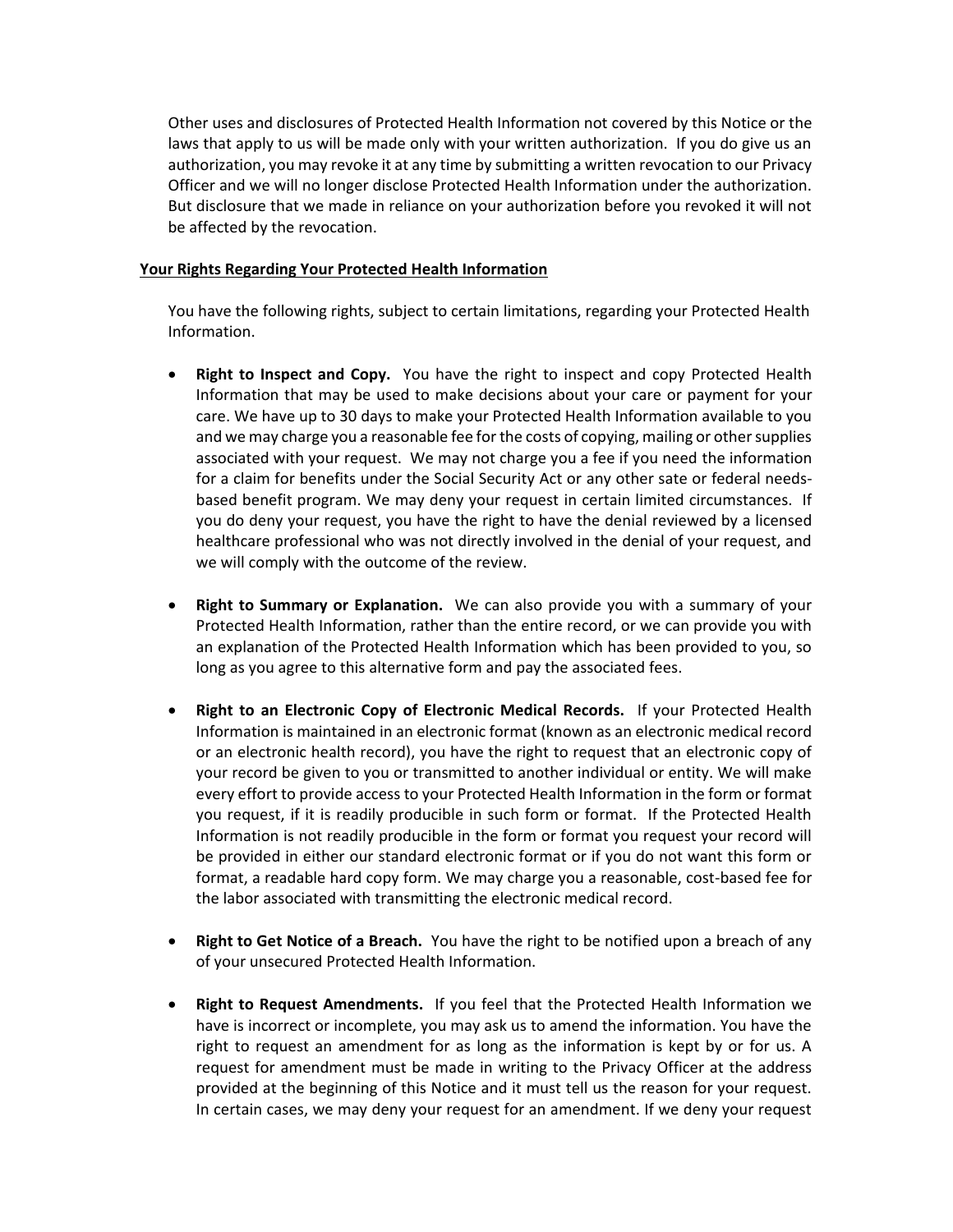Other uses and disclosures of Protected Health Information not covered by this Notice or the laws that apply to us will be made only with your written authorization. If you do give us an authorization, you may revoke it at any time by submitting a written revocation to our Privacy Officer and we will no longer disclose Protected Health Information under the authorization. But disclosure that we made in reliance on your authorization before you revoked it will not be affected by the revocation.

**Your Rights Regarding Your Protected Health Information**

You have the following rights, subject to certain limitations, regarding your Protected Health Information.

- **Right to Inspect and Copy.** You have the right to inspect and copy Protected Health Information that may be used to make decisions about your care or payment for your care. We have up to 30 days to make your Protected Health Information available to you and we may charge you a reasonable fee for the costs of copying, mailing or other supplies associated with your request. We may not charge you a fee if you need the information for a claim for benefits under the Social Security Act or any other sate or federal needs-based benefit program. We may deny your request in certain limited circumstances. If you do deny your request, you have the right to have the denial reviewed by a licensed healthcare professional who was not directly involved in the denial of your request, and we will comply with the outcome of the review.

- **Right to Summary or Explanation.** We can also provide you with a summary of your Protected Health Information, rather than the entire record, or we can provide you with an explanation of the Protected Health Information which has been provided to you, so long as you agree to this alternative form and pay the associated fees.

- **Right to an Electronic Copy of Electronic Medical Records.** If your Protected Health Information is maintained in an electronic format (known as an electronic medical record or an electronic health record), you have the right to request that an electronic copy of your record be given to you or transmitted to another individual or entity. We will make every effort to provide access to your Protected Health Information in the form or format you request, if it is readily producible in such form or format. If the Protected Health Information is not readily producible in the form or format you request your record will be provided in either our standard electronic format or if you do not want this form or format, a readable hard copy form. We may charge you a reasonable, cost-based fee for the labor associated with transmitting the electronic medical record.

- **Right to Get Notice of a Breach.** You have the right to be notified upon a breach of any of your unsecured Protected Health Information.

- **Right to Request Amendments.** If you feel that the Protected Health Information we have is incorrect or incomplete, you may ask us to amend the information. You have the right to request an amendment for as long as the information is kept by or for us. A request for amendment must be made in writing to the Privacy Officer at the address provided at the beginning of this Notice and it must tell us the reason for your request. In certain cases, we may deny your request for an amendment. If we deny your request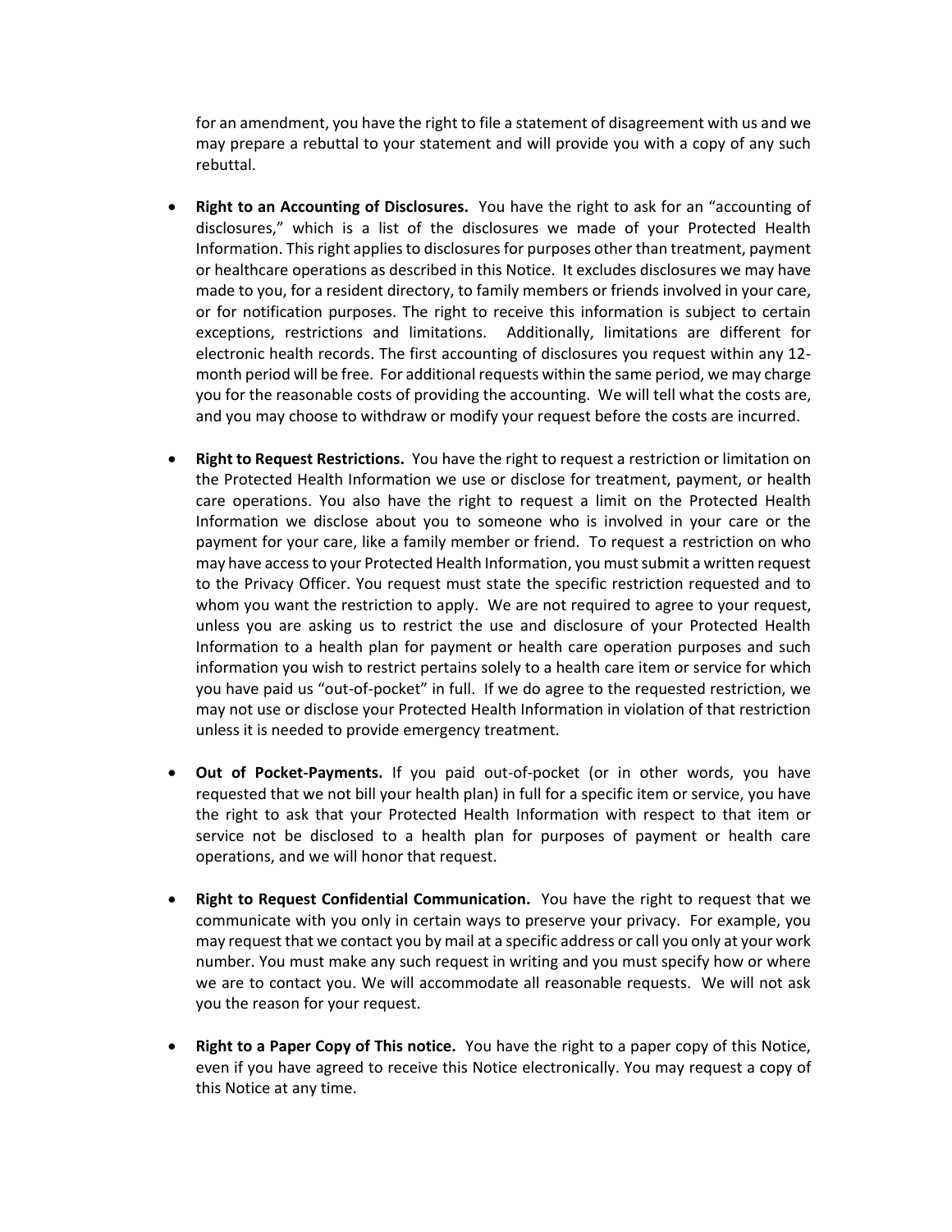for an amendment, you have the right to file a statement of disagreement with us and we may prepare a rebuttal to your statement and will provide you with a copy of any such rebuttal.

- **Right to an Accounting of Disclosures.** You have the right to ask for an "accounting of disclosures," which is a list of the disclosures we made of your Protected Health Information. This right applies to disclosures for purposes other than treatment, payment or healthcare operations as described in this Notice. It excludes disclosures we may have made to you, for a resident directory, to family members or friends involved in your care, or for notification purposes. The right to receive this information is subject to certain exceptions, restrictions and limitations. Additionally, limitations are different for electronic health records. The first accounting of disclosures you request within any 12-month period will be free. For additional requests within the same period, we may charge you for the reasonable costs of providing the accounting. We will tell what the costs are, and you may choose to withdraw or modify your request before the costs are incurred.

- **Right to Request Restrictions.** You have the right to request a restriction or limitation on the Protected Health Information we use or disclose for treatment, payment, or health care operations. You also have the right to request a limit on the Protected Health Information we disclose about you to someone who is involved in your care or the payment for your care, like a family member or friend. To request a restriction on who may have access to your Protected Health Information, you must submit a written request to the Privacy Officer. You request must state the specific restriction requested and to whom you want the restriction to apply. We are not required to agree to your request, unless you are asking us to restrict the use and disclosure of your Protected Health Information to a health plan for payment or health care operation purposes and such information you wish to restrict pertains solely to a health care item or service for which you have paid us "out-of-pocket" in full. If we do agree to the requested restriction, we may not use or disclose your Protected Health Information in violation of that restriction unless it is needed to provide emergency treatment.

- **Out of Pocket-Payments.** If you paid out-of-pocket (or in other words, you have requested that we not bill your health plan) in full for a specific item or service, you have the right to ask that your Protected Health Information with respect to that item or service not be disclosed to a health plan for purposes of payment or health care operations, and we will honor that request.

- **Right to Request Confidential Communication.** You have the right to request that we communicate with you only in certain ways to preserve your privacy. For example, you may request that we contact you by mail at a specific address or call you only at your work number. You must make any such request in writing and you must specify how or where we are to contact you. We will accommodate all reasonable requests. We will not ask you the reason for your request.

- **Right to a Paper Copy of This notice.** You have the right to a paper copy of this Notice, even if you have agreed to receive this Notice electronically. You may request a copy of this Notice at any time.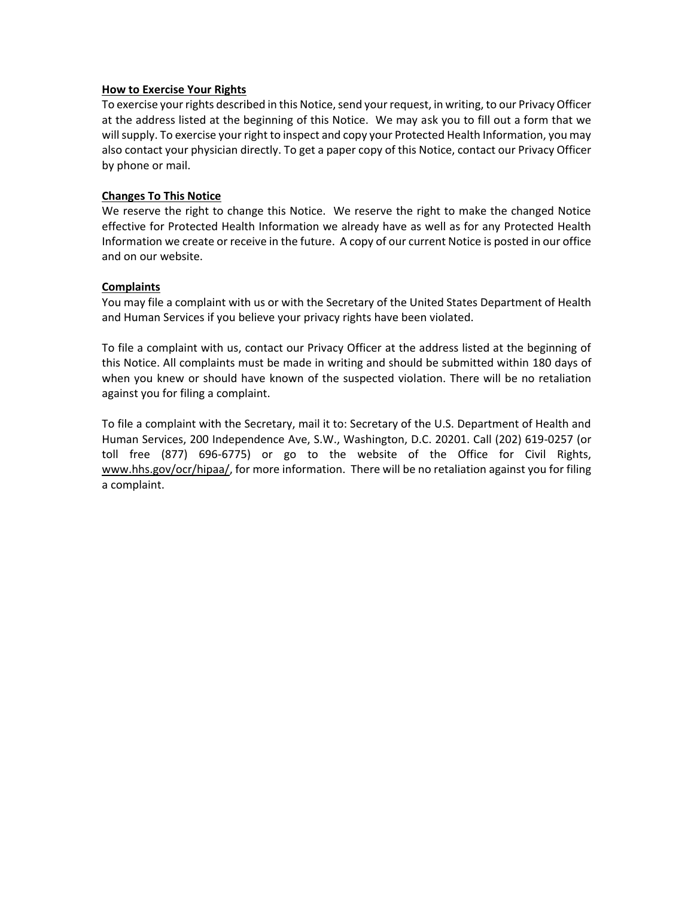**How to Exercise Your Rights**

To exercise your rights described in this Notice, send your request, in writing, to our Privacy Officer at the address listed at the beginning of this Notice. We may ask you to fill out a form that we will supply. To exercise your right to inspect and copy your Protected Health Information, you may also contact your physician directly. To get a paper copy of this Notice, contact our Privacy Officer by phone or mail.

**Changes To This Notice**

We reserve the right to change this Notice. We reserve the right to make the changed Notice effective for Protected Health Information we already have as well as for any Protected Health Information we create or receive in the future. A copy of our current Notice is posted in our office and on our website.

**Complaints**

You may file a complaint with us or with the Secretary of the United States Department of Health and Human Services if you believe your privacy rights have been violated.

To file a complaint with us, contact our Privacy Officer at the address listed at the beginning of this Notice. All complaints must be made in writing and should be submitted within 180 days of when you knew or should have known of the suspected violation. There will be no retaliation against you for filing a complaint.

To file a complaint with the Secretary, mail it to: Secretary of the U.S. Department of Health and Human Services, 200 Independence Ave, S.W., Washington, D.C. 20201. Call (202) 619-0257 (or toll free (877) 696-6775) or go to the website of the Office for Civil Rights, www.hhs.gov/ocr/hipaa/, for more information. There will be no retaliation against you for filing a complaint.